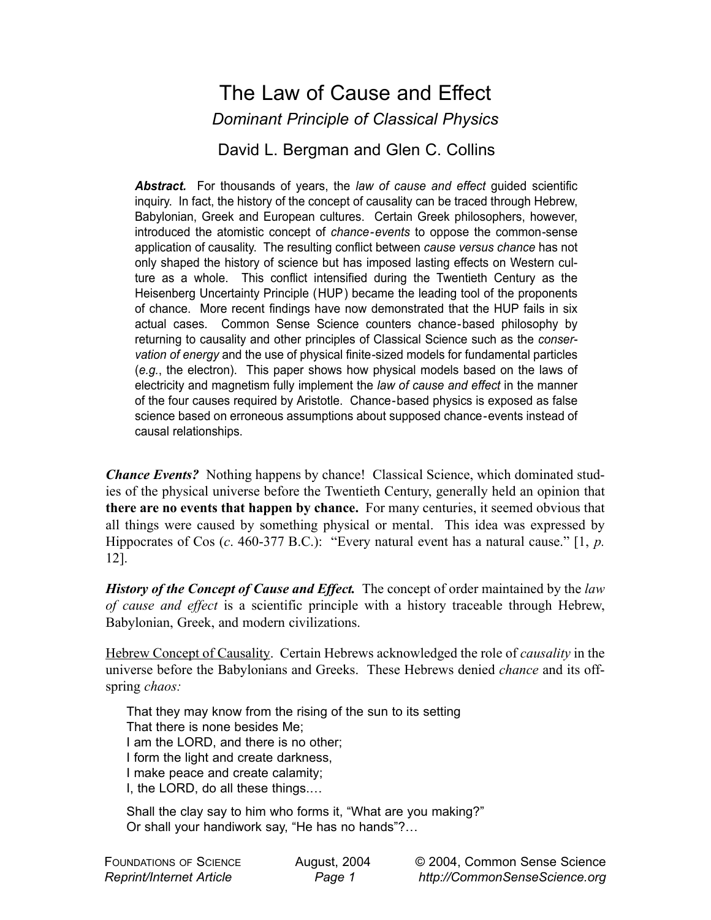# The Law of Cause and Effect

*Dominant Principle of Classical Physics*

David L. Bergman and Glen C. Collins

***Abstract.*** For thousands of years, the *law of cause and effect* guided scientific inquiry. In fact, the history of the concept of causality can be traced through Hebrew, Babylonian, Greek and European cultures. Certain Greek philosophers, however, introduced the atomistic concept of *chance-events* to oppose the common-sense application of causality. The resulting conflict between *cause versus chance* has not only shaped the history of science but has imposed lasting effects on Western culture as a whole. This conflict intensified during the Twentieth Century as the Heisenberg Uncertainty Principle (HUP) became the leading tool of the proponents of chance. More recent findings have now demonstrated that the HUP fails in six actual cases. Common Sense Science counters chance-based philosophy by returning to causality and other principles of Classical Science such as the *conservation of energy* and the use of physical finite-sized models for fundamental particles (*e.g.*, the electron). This paper shows how physical models based on the laws of electricity and magnetism fully implement the *law of cause and effect* in the manner of the four causes required by Aristotle. Chance-based physics is exposed as false science based on erroneous assumptions about supposed chance-events instead of causal relationships.

***Chance Events?*** Nothing happens by chance! Classical Science, which dominated studies of the physical universe before the Twentieth Century, generally held an opinion that **there are no events that happen by chance.** For many centuries, it seemed obvious that all things were caused by something physical or mental. This idea was expressed by Hippocrates of Cos (*c*. 460-377 B.C.): "Every natural event has a natural cause." [1, *p.* 12].

***History of the Concept of Cause and Effect.*** The concept of order maintained by the *law of cause and effect* is a scientific principle with a history traceable through Hebrew, Babylonian, Greek, and modern civilizations.

<u>Hebrew Concept of Causality</u>. Certain Hebrews acknowledged the role of *causality* in the universe before the Babylonians and Greeks. These Hebrews denied *chance* and its offspring *chaos:*

> That they may know from the rising of the sun to its setting
> That there is none besides Me;
> I am the LORD, and there is no other;
> I form the light and create darkness,
> I make peace and create calamity;
> I, the LORD, do all these things.…
>
> Shall the clay say to him who forms it, "What are you making?"
> Or shall your handiwork say, "He has no hands"?…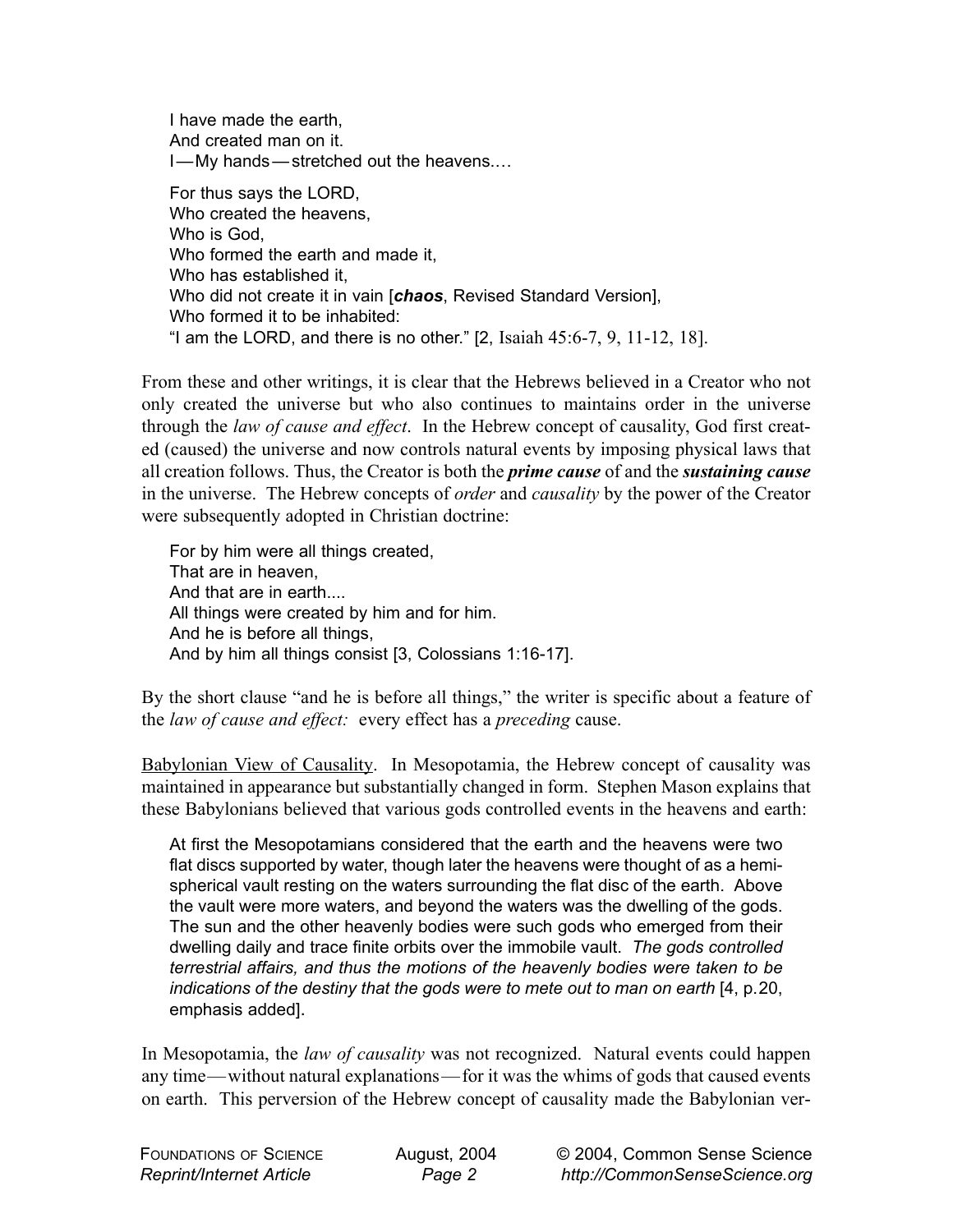> I have made the earth,
> And created man on it.
> I—My hands—stretched out the heavens.…
>
> For thus says the LORD,
> Who created the heavens,
> Who is God,
> Who formed the earth and made it,
> Who has established it,
> Who did not create it in vain [***chaos***, Revised Standard Version],
> Who formed it to be inhabited:
> "I am the LORD, and there is no other." [2, Isaiah 45:6-7, 9, 11-12, 18].

From these and other writings, it is clear that the Hebrews believed in a Creator who not only created the universe but who also continues to maintains order in the universe through the *law of cause and effect*. In the Hebrew concept of causality, God first created (caused) the universe and now controls natural events by imposing physical laws that all creation follows. Thus, the Creator is both the ***prime cause*** of and the ***sustaining cause*** in the universe. The Hebrew concepts of *order* and *causality* by the power of the Creator were subsequently adopted in Christian doctrine:

> For by him were all things created,
> That are in heaven,
> And that are in earth....
> All things were created by him and for him.
> And he is before all things,
> And by him all things consist [3, Colossians 1:16-17].

By the short clause "and he is before all things," the writer is specific about a feature of the *law of cause and effect:* every effect has a *preceding* cause.

<u>Babylonian View of Causality</u>. In Mesopotamia, the Hebrew concept of causality was maintained in appearance but substantially changed in form. Stephen Mason explains that these Babylonians believed that various gods controlled events in the heavens and earth:

> At first the Mesopotamians considered that the earth and the heavens were two flat discs supported by water, though later the heavens were thought of as a hemispherical vault resting on the waters surrounding the flat disc of the earth. Above the vault were more waters, and beyond the waters was the dwelling of the gods. The sun and the other heavenly bodies were such gods who emerged from their dwelling daily and trace finite orbits over the immobile vault. *The gods controlled terrestrial affairs, and thus the motions of the heavenly bodies were taken to be indications of the destiny that the gods were to mete out to man on earth* [4, p.20, emphasis added].

In Mesopotamia, the *law of causality* was not recognized. Natural events could happen any time—without natural explanations—for it was the whims of gods that caused events on earth. This perversion of the Hebrew concept of causality made the Babylonian ver-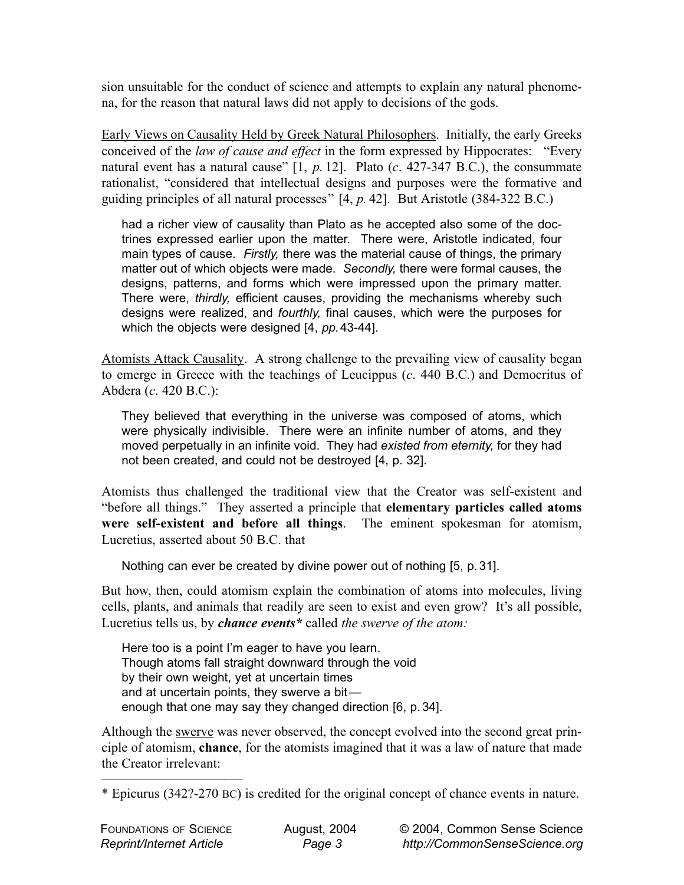sion unsuitable for the conduct of science and attempts to explain any natural phenomena, for the reason that natural laws did not apply to decisions of the gods.

Early Views on Causality Held by Greek Natural Philosophers. Initially, the early Greeks conceived of the *law of cause and effect* in the form expressed by Hippocrates: "Every natural event has a natural cause" [1, *p.* 12]. Plato (*c*. 427-347 B.C.), the consummate rationalist, "considered that intellectual designs and purposes were the formative and guiding principles of all natural processes" [4, *p.* 42]. But Aristotle (384-322 B.C.)

> had a richer view of causality than Plato as he accepted also some of the doctrines expressed earlier upon the matter. There were, Aristotle indicated, four main types of cause. *Firstly,* there was the material cause of things, the primary matter out of which objects were made. *Secondly,* there were formal causes, the designs, patterns, and forms which were impressed upon the primary matter. There were, *thirdly,* efficient causes, providing the mechanisms whereby such designs were realized, and *fourthly,* final causes, which were the purposes for which the objects were designed [4, *pp.* 43-44].

Atomists Attack Causality. A strong challenge to the prevailing view of causality began to emerge in Greece with the teachings of Leucippus (*c*. 440 B.C.) and Democritus of Abdera (*c*. 420 B.C.):

> They believed that everything in the universe was composed of atoms, which were physically indivisible. There were an infinite number of atoms, and they moved perpetually in an infinite void. They had *existed from eternity,* for they had not been created, and could not be destroyed [4, p. 32].

Atomists thus challenged the traditional view that the Creator was self-existent and "before all things." They asserted a principle that **elementary particles called atoms were self-existent and before all things**. The eminent spokesman for atomism, Lucretius, asserted about 50 B.C. that

> Nothing can ever be created by divine power out of nothing [5, p. 31].

But how, then, could atomism explain the combination of atoms into molecules, living cells, plants, and animals that readily are seen to exist and even grow? It's all possible, Lucretius tells us, by ***chance events**** called *the swerve of the atom:*

> Here too is a point I'm eager to have you learn.
> Though atoms fall straight downward through the void
> by their own weight, yet at uncertain times
> and at uncertain points, they swerve a bit—
> enough that one may say they changed direction [6, p. 34].

Although the swerve was never observed, the concept evolved into the second great principle of atomism, **chance**, for the atomists imagined that it was a law of nature that made the Creator irrelevant:

---

\* Epicurus (342?-270 BC) is credited for the original concept of chance events in nature.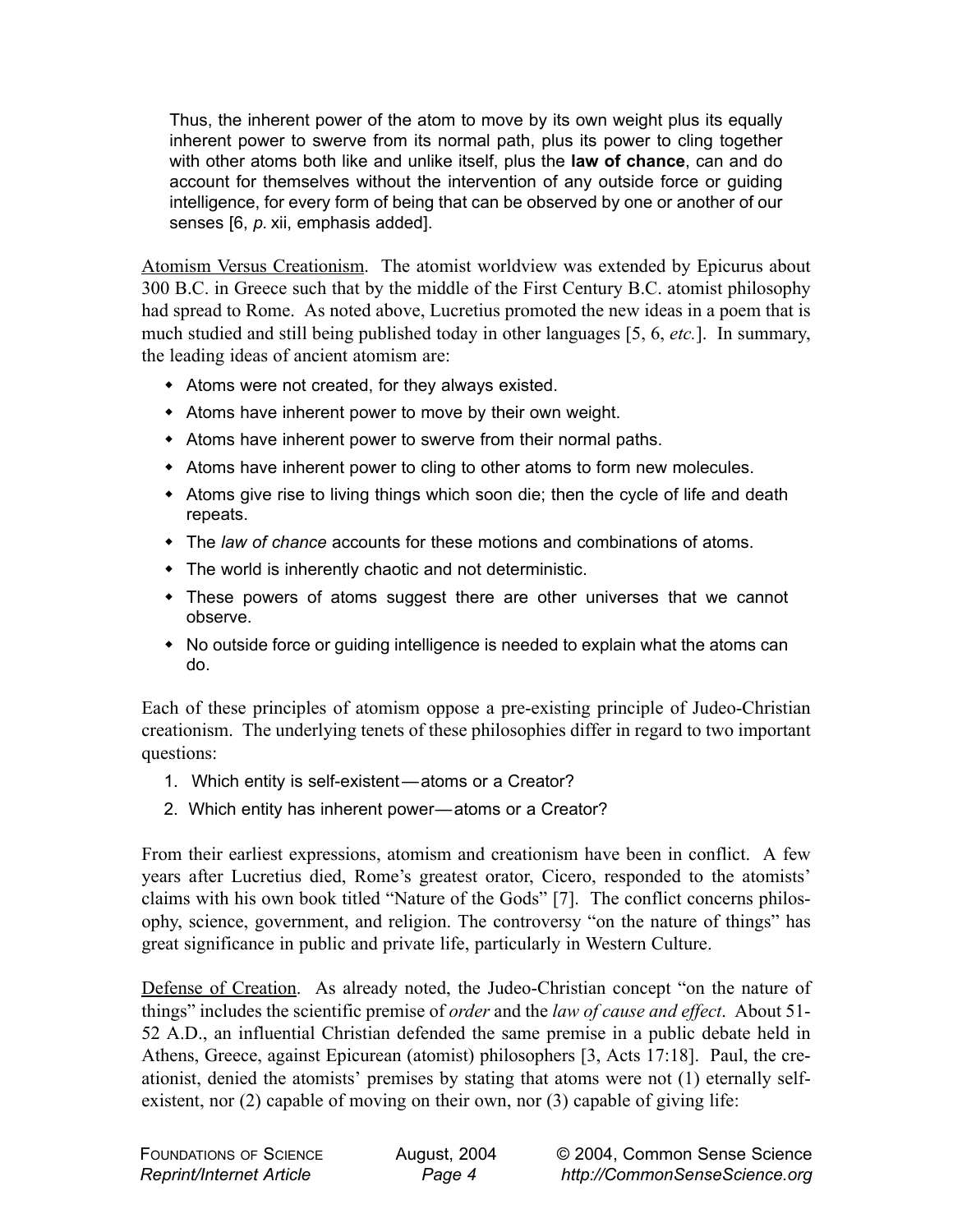> Thus, the inherent power of the atom to move by its own weight plus its equally inherent power to swerve from its normal path, plus its power to cling together with other atoms both like and unlike itself, plus the **law of chance**, can and do account for themselves without the intervention of any outside force or guiding intelligence, for every form of being that can be observed by one or another of our senses [6, *p.* xii, emphasis added].

Atomism Versus Creationism. The atomist worldview was extended by Epicurus about 300 B.C. in Greece such that by the middle of the First Century B.C. atomist philosophy had spread to Rome. As noted above, Lucretius promoted the new ideas in a poem that is much studied and still being published today in other languages [5, 6, *etc.*]. In summary, the leading ideas of ancient atomism are:

- Atoms were not created, for they always existed.
- Atoms have inherent power to move by their own weight.
- Atoms have inherent power to swerve from their normal paths.
- Atoms have inherent power to cling to other atoms to form new molecules.
- Atoms give rise to living things which soon die; then the cycle of life and death repeats.
- The *law of chance* accounts for these motions and combinations of atoms.
- The world is inherently chaotic and not deterministic.
- These powers of atoms suggest there are other universes that we cannot observe.
- No outside force or guiding intelligence is needed to explain what the atoms can do.

Each of these principles of atomism oppose a pre-existing principle of Judeo-Christian creationism. The underlying tenets of these philosophies differ in regard to two important questions:

1. Which entity is self-existent — atoms or a Creator?
2. Which entity has inherent power — atoms or a Creator?

From their earliest expressions, atomism and creationism have been in conflict. A few years after Lucretius died, Rome's greatest orator, Cicero, responded to the atomists' claims with his own book titled "Nature of the Gods" [7]. The conflict concerns philosophy, science, government, and religion. The controversy "on the nature of things" has great significance in public and private life, particularly in Western Culture.

Defense of Creation. As already noted, the Judeo-Christian concept "on the nature of things" includes the scientific premise of *order* and the *law of cause and effect*. About 51-52 A.D., an influential Christian defended the same premise in a public debate held in Athens, Greece, against Epicurean (atomist) philosophers [3, Acts 17:18]. Paul, the creationist, denied the atomists' premises by stating that atoms were not (1) eternally self-existent, nor (2) capable of moving on their own, nor (3) capable of giving life: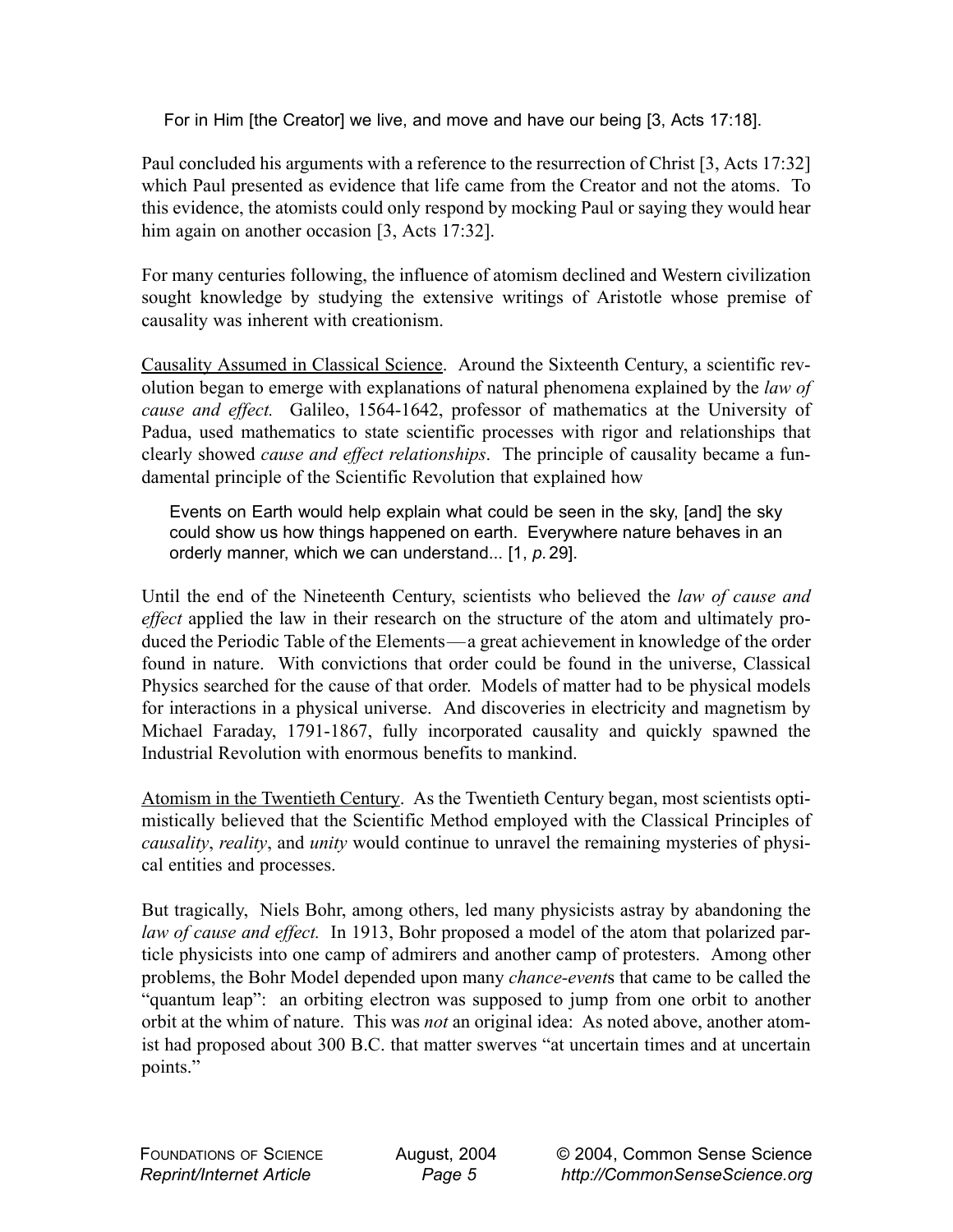> For in Him [the Creator] we live, and move and have our being [3, Acts 17:18].

Paul concluded his arguments with a reference to the resurrection of Christ [3, Acts 17:32] which Paul presented as evidence that life came from the Creator and not the atoms. To this evidence, the atomists could only respond by mocking Paul or saying they would hear him again on another occasion [3, Acts 17:32].

For many centuries following, the influence of atomism declined and Western civilization sought knowledge by studying the extensive writings of Aristotle whose premise of causality was inherent with creationism.

<u>Causality Assumed in Classical Science</u>. Around the Sixteenth Century, a scientific revolution began to emerge with explanations of natural phenomena explained by the *law of cause and effect.* Galileo, 1564-1642, professor of mathematics at the University of Padua, used mathematics to state scientific processes with rigor and relationships that clearly showed *cause and effect relationships*. The principle of causality became a fundamental principle of the Scientific Revolution that explained how

> Events on Earth would help explain what could be seen in the sky, [and] the sky could show us how things happened on earth. Everywhere nature behaves in an orderly manner, which we can understand... [1, *p.* 29].

Until the end of the Nineteenth Century, scientists who believed the *law of cause and effect* applied the law in their research on the structure of the atom and ultimately produced the Periodic Table of the Elements—a great achievement in knowledge of the order found in nature. With convictions that order could be found in the universe, Classical Physics searched for the cause of that order. Models of matter had to be physical models for interactions in a physical universe. And discoveries in electricity and magnetism by Michael Faraday, 1791-1867, fully incorporated causality and quickly spawned the Industrial Revolution with enormous benefits to mankind.

<u>Atomism in the Twentieth Century</u>. As the Twentieth Century began, most scientists optimistically believed that the Scientific Method employed with the Classical Principles of *causality*, *reality*, and *unity* would continue to unravel the remaining mysteries of physical entities and processes.

But tragically, Niels Bohr, among others, led many physicists astray by abandoning the *law of cause and effect.* In 1913, Bohr proposed a model of the atom that polarized particle physicists into one camp of admirers and another camp of protesters. Among other problems, the Bohr Model depended upon many *chance-event*s that came to be called the "quantum leap": an orbiting electron was supposed to jump from one orbit to another orbit at the whim of nature. This was *not* an original idea: As noted above, another atomist had proposed about 300 B.C. that matter swerves "at uncertain times and at uncertain points."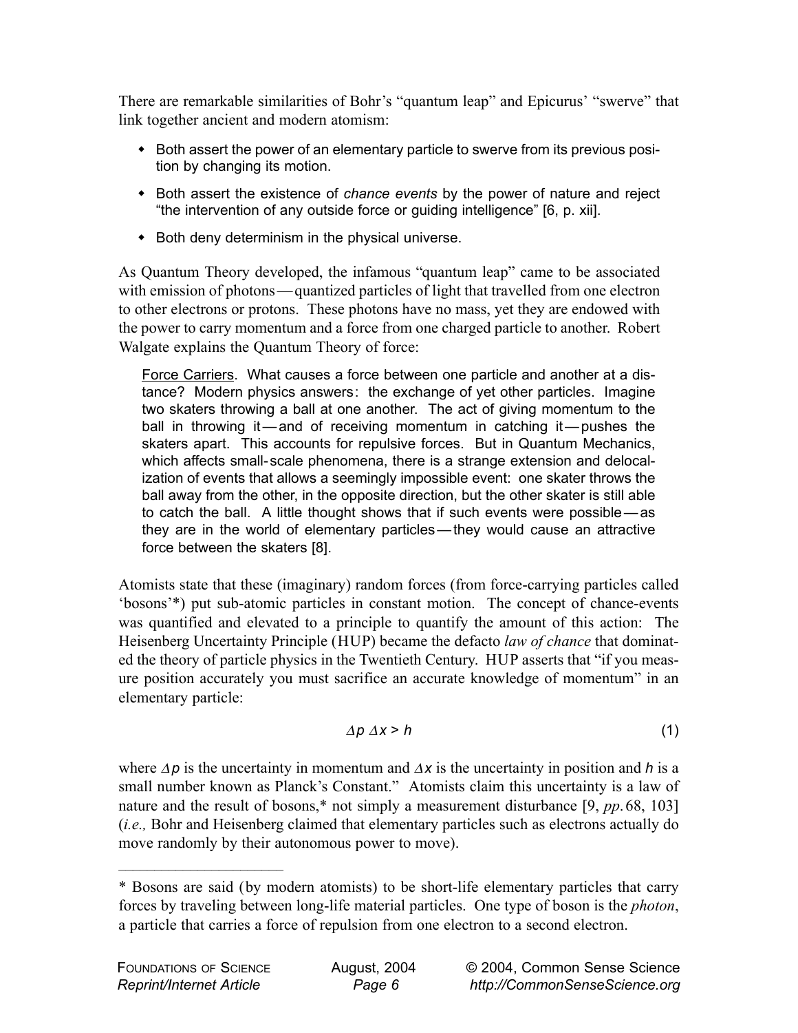There are remarkable similarities of Bohr's "quantum leap" and Epicurus' "swerve" that link together ancient and modern atomism:

- Both assert the power of an elementary particle to swerve from its previous position by changing its motion.
- Both assert the existence of *chance events* by the power of nature and reject "the intervention of any outside force or guiding intelligence" [6, p. xii].
- Both deny determinism in the physical universe.

As Quantum Theory developed, the infamous "quantum leap" came to be associated with emission of photons — quantized particles of light that travelled from one electron to other electrons or protons. These photons have no mass, yet they are endowed with the power to carry momentum and a force from one charged particle to another. Robert Walgate explains the Quantum Theory of force:

> Force Carriers. What causes a force between one particle and another at a distance? Modern physics answers: the exchange of yet other particles. Imagine two skaters throwing a ball at one another. The act of giving momentum to the ball in throwing it — and of receiving momentum in catching it — pushes the skaters apart. This accounts for repulsive forces. But in Quantum Mechanics, which affects small-scale phenomena, there is a strange extension and delocalization of events that allows a seemingly impossible event: one skater throws the ball away from the other, in the opposite direction, but the other skater is still able to catch the ball. A little thought shows that if such events were possible — as they are in the world of elementary particles — they would cause an attractive force between the skaters [8].

Atomists state that these (imaginary) random forces (from force-carrying particles called 'bosons'*) put sub-atomic particles in constant motion. The concept of chance-events was quantified and elevated to a principle to quantify the amount of this action: The Heisenberg Uncertainty Principle (HUP) became the defacto *law of chance* that dominated the theory of particle physics in the Twentieth Century. HUP asserts that "if you measure position accurately you must sacrifice an accurate knowledge of momentum" in an elementary particle:

$$\Delta p \, \Delta x > h \tag{1}$$

where $\Delta p$ is the uncertainty in momentum and $\Delta x$ is the uncertainty in position and $h$ is a small number known as Planck's Constant." Atomists claim this uncertainty is a law of nature and the result of bosons,* not simply a measurement disturbance [9, *pp.* 68, 103] (*i.e.,* Bohr and Heisenberg claimed that elementary particles such as electrons actually do move randomly by their autonomous power to move).

---

\* Bosons are said (by modern atomists) to be short-life elementary particles that carry forces by traveling between long-life material particles. One type of boson is the *photon*, a particle that carries a force of repulsion from one electron to a second electron.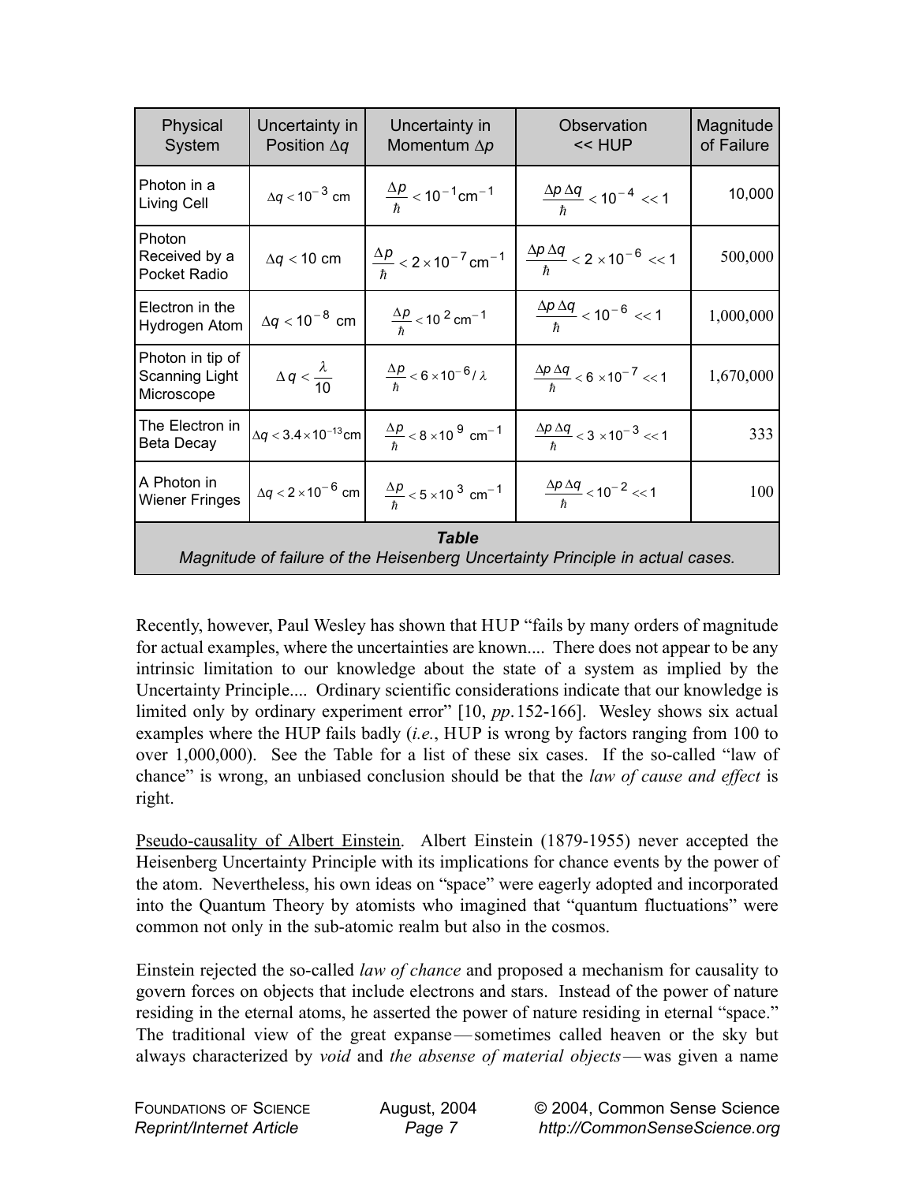| Physical System | Uncertainty in Position $\Delta q$ | Uncertainty in Momentum $\Delta p$ | Observation << HUP | Magnitude of Failure |
|---|---|---|---|---|
| Photon in a Living Cell | $\Delta q < 10^{-3}$ cm | $\frac{\Delta p}{\hbar} < 10^{-1}\text{cm}^{-1}$ | $\frac{\Delta p\,\Delta q}{\hbar} < 10^{-4} << 1$ | 10,000 |
| Photon Received by a Pocket Radio | $\Delta q < 10$ cm | $\frac{\Delta p}{\hbar} < 2\times10^{-7}\text{cm}^{-1}$ | $\frac{\Delta p\,\Delta q}{\hbar} < 2\times10^{-6} << 1$ | 500,000 |
| Electron in the Hydrogen Atom | $\Delta q < 10^{-8}$ cm | $\frac{\Delta p}{\hbar} < 10^{2}\text{ cm}^{-1}$ | $\frac{\Delta p\,\Delta q}{\hbar} < 10^{-6} << 1$ | 1,000,000 |
| Photon in tip of Scanning Light Microscope | $\Delta q < \frac{\lambda}{10}$ | $\frac{\Delta p}{\hbar} < 6\times10^{-6}/\lambda$ | $\frac{\Delta p\,\Delta q}{\hbar} < 6\times10^{-7} << 1$ | 1,670,000 |
| The Electron in Beta Decay | $\Delta q < 3.4\times10^{-13}$cm | $\frac{\Delta p}{\hbar} < 8\times10^{9}\text{ cm}^{-1}$ | $\frac{\Delta p\,\Delta q}{\hbar} < 3\times10^{-3} << 1$ | 333 |
| A Photon in Wiener Fringes | $\Delta q < 2\times10^{-6}$ cm | $\frac{\Delta p}{\hbar} < 5\times10^{3}\text{ cm}^{-1}$ | $\frac{\Delta p\,\Delta q}{\hbar} < 10^{-2} << 1$ | 100 |

***Table***
*Magnitude of failure of the Heisenberg Uncertainty Principle in actual cases.*

Recently, however, Paul Wesley has shown that HUP "fails by many orders of magnitude for actual examples, where the uncertainties are known.... There does not appear to be any intrinsic limitation to our knowledge about the state of a system as implied by the Uncertainty Principle.... Ordinary scientific considerations indicate that our knowledge is limited only by ordinary experiment error" [10, *pp.*152-166]. Wesley shows six actual examples where the HUP fails badly (*i.e.*, HUP is wrong by factors ranging from 100 to over 1,000,000). See the Table for a list of these six cases. If the so-called "law of chance" is wrong, an unbiased conclusion should be that the *law of cause and effect* is right.

Pseudo-causality of Albert Einstein. Albert Einstein (1879-1955) never accepted the Heisenberg Uncertainty Principle with its implications for chance events by the power of the atom. Nevertheless, his own ideas on "space" were eagerly adopted and incorporated into the Quantum Theory by atomists who imagined that "quantum fluctuations" were common not only in the sub-atomic realm but also in the cosmos.

Einstein rejected the so-called *law of chance* and proposed a mechanism for causality to govern forces on objects that include electrons and stars. Instead of the power of nature residing in the eternal atoms, he asserted the power of nature residing in eternal "space." The traditional view of the great expanse — sometimes called heaven or the sky but always characterized by *void* and *the absense of material objects* — was given a name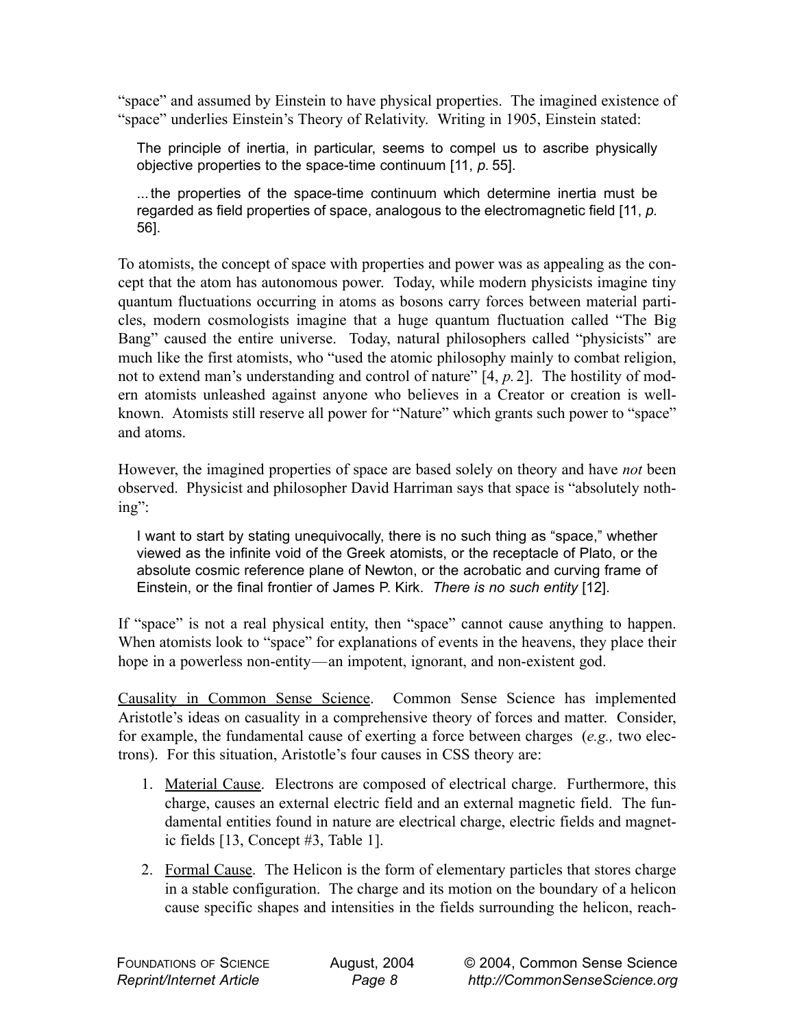"space" and assumed by Einstein to have physical properties. The imagined existence of "space" underlies Einstein's Theory of Relativity. Writing in 1905, Einstein stated:

> The principle of inertia, in particular, seems to compel us to ascribe physically objective properties to the space-time continuum [11, *p.* 55].
>
> ... the properties of the space-time continuum which determine inertia must be regarded as field properties of space, analogous to the electromagnetic field [11, *p.* 56].

To atomists, the concept of space with properties and power was as appealing as the concept that the atom has autonomous power. Today, while modern physicists imagine tiny quantum fluctuations occurring in atoms as bosons carry forces between material particles, modern cosmologists imagine that a huge quantum fluctuation called "The Big Bang" caused the entire universe. Today, natural philosophers called "physicists" are much like the first atomists, who "used the atomic philosophy mainly to combat religion, not to extend man's understanding and control of nature" [4, *p.* 2]. The hostility of modern atomists unleashed against anyone who believes in a Creator or creation is well-known. Atomists still reserve all power for "Nature" which grants such power to "space" and atoms.

However, the imagined properties of space are based solely on theory and have *not* been observed. Physicist and philosopher David Harriman says that space is "absolutely nothing":

> I want to start by stating unequivocally, there is no such thing as "space," whether viewed as the infinite void of the Greek atomists, or the receptacle of Plato, or the absolute cosmic reference plane of Newton, or the acrobatic and curving frame of Einstein, or the final frontier of James P. Kirk. *There is no such entity* [12].

If "space" is not a real physical entity, then "space" cannot cause anything to happen. When atomists look to "space" for explanations of events in the heavens, they place their hope in a powerless non-entity—an impotent, ignorant, and non-existent god.

<u>Causality in Common Sense Science</u>. Common Sense Science has implemented Aristotle's ideas on casuality in a comprehensive theory of forces and matter. Consider, for example, the fundamental cause of exerting a force between charges (*e.g.,* two electrons). For this situation, Aristotle's four causes in CSS theory are:

1. <u>Material Cause</u>. Electrons are composed of electrical charge. Furthermore, this charge, causes an external electric field and an external magnetic field. The fundamental entities found in nature are electrical charge, electric fields and magnetic fields [13, Concept #3, Table 1].
2. <u>Formal Cause</u>. The Helicon is the form of elementary particles that stores charge in a stable configuration. The charge and its motion on the boundary of a helicon cause specific shapes and intensities in the fields surrounding the helicon, reach-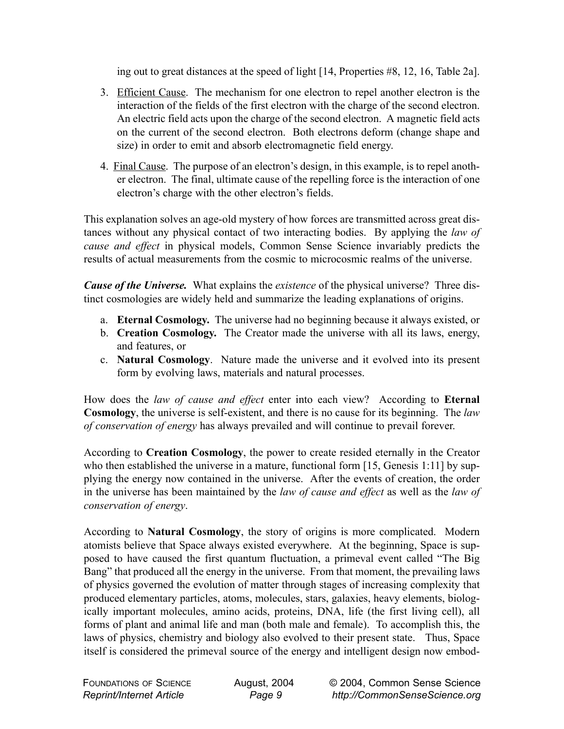ing out to great distances at the speed of light [14, Properties #8, 12, 16, Table 2a].

3. Efficient Cause. The mechanism for one electron to repel another electron is the interaction of the fields of the first electron with the charge of the second electron. An electric field acts upon the charge of the second electron. A magnetic field acts on the current of the second electron. Both electrons deform (change shape and size) in order to emit and absorb electromagnetic field energy.

4. Final Cause. The purpose of an electron's design, in this example, is to repel another electron. The final, ultimate cause of the repelling force is the interaction of one electron's charge with the other electron's fields.

This explanation solves an age-old mystery of how forces are transmitted across great distances without any physical contact of two interacting bodies. By applying the *law of cause and effect* in physical models, Common Sense Science invariably predicts the results of actual measurements from the cosmic to microcosmic realms of the universe.

***Cause of the Universe.*** What explains the *existence* of the physical universe? Three distinct cosmologies are widely held and summarize the leading explanations of origins.

a. **Eternal Cosmology.** The universe had no beginning because it always existed, or
b. **Creation Cosmology.** The Creator made the universe with all its laws, energy, and features, or
c. **Natural Cosmology**. Nature made the universe and it evolved into its present form by evolving laws, materials and natural processes.

How does the *law of cause and effect* enter into each view? According to **Eternal Cosmology**, the universe is self-existent, and there is no cause for its beginning. The *law of conservation of energy* has always prevailed and will continue to prevail forever.

According to **Creation Cosmology**, the power to create resided eternally in the Creator who then established the universe in a mature, functional form [15, Genesis 1:11] by supplying the energy now contained in the universe. After the events of creation, the order in the universe has been maintained by the *law of cause and effect* as well as the *law of conservation of energy*.

According to **Natural Cosmology**, the story of origins is more complicated. Modern atomists believe that Space always existed everywhere. At the beginning, Space is supposed to have caused the first quantum fluctuation, a primeval event called "The Big Bang" that produced all the energy in the universe. From that moment, the prevailing laws of physics governed the evolution of matter through stages of increasing complexity that produced elementary particles, atoms, molecules, stars, galaxies, heavy elements, biologically important molecules, amino acids, proteins, DNA, life (the first living cell), all forms of plant and animal life and man (both male and female). To accomplish this, the laws of physics, chemistry and biology also evolved to their present state. Thus, Space itself is considered the primeval source of the energy and intelligent design now embod-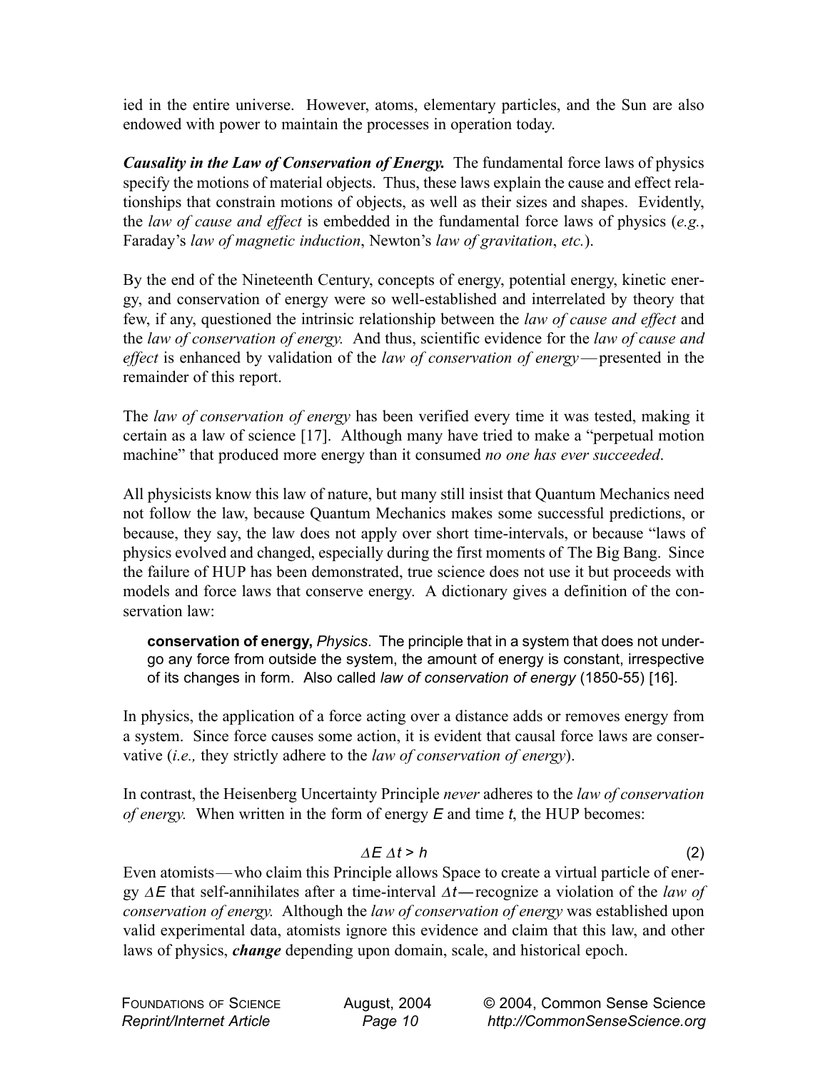ied in the entire universe. However, atoms, elementary particles, and the Sun are also endowed with power to maintain the processes in operation today.

***Causality in the Law of Conservation of Energy.*** The fundamental force laws of physics specify the motions of material objects. Thus, these laws explain the cause and effect relationships that constrain motions of objects, as well as their sizes and shapes. Evidently, the *law of cause and effect* is embedded in the fundamental force laws of physics (*e.g.*, Faraday's *law of magnetic induction*, Newton's *law of gravitation*, *etc.*).

By the end of the Nineteenth Century, concepts of energy, potential energy, kinetic energy, and conservation of energy were so well-established and interrelated by theory that few, if any, questioned the intrinsic relationship between the *law of cause and effect* and the *law of conservation of energy.* And thus, scientific evidence for the *law of cause and effect* is enhanced by validation of the *law of conservation of energy*—presented in the remainder of this report.

The *law of conservation of energy* has been verified every time it was tested, making it certain as a law of science [17]. Although many have tried to make a "perpetual motion machine" that produced more energy than it consumed *no one has ever succeeded*.

All physicists know this law of nature, but many still insist that Quantum Mechanics need not follow the law, because Quantum Mechanics makes some successful predictions, or because, they say, the law does not apply over short time-intervals, or because "laws of physics evolved and changed, especially during the first moments of The Big Bang. Since the failure of HUP has been demonstrated, true science does not use it but proceeds with models and force laws that conserve energy. A dictionary gives a definition of the conservation law:

> **conservation of energy,** *Physics*. The principle that in a system that does not undergo any force from outside the system, the amount of energy is constant, irrespective of its changes in form. Also called *law of conservation of energy* (1850-55) [16].

In physics, the application of a force acting over a distance adds or removes energy from a system. Since force causes some action, it is evident that causal force laws are conservative (*i.e.,* they strictly adhere to the *law of conservation of energy*).

In contrast, the Heisenberg Uncertainty Principle *never* adheres to the *law of conservation of energy.* When written in the form of energy $E$ and time $t$, the HUP becomes:

$$\Delta E \, \Delta t > h \qquad (2)$$

Even atomists—who claim this Principle allows Space to create a virtual particle of energy $\Delta E$ that self-annihilates after a time-interval $\Delta t$—recognize a violation of the *law of conservation of energy.* Although the *law of conservation of energy* was established upon valid experimental data, atomists ignore this evidence and claim that this law, and other laws of physics, ***change*** depending upon domain, scale, and historical epoch.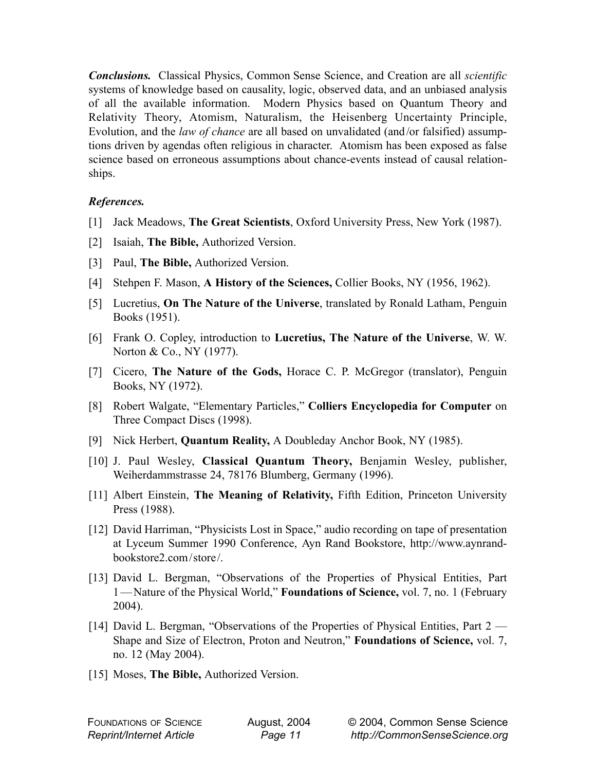***Conclusions.*** Classical Physics, Common Sense Science, and Creation are all *scientific* systems of knowledge based on causality, logic, observed data, and an unbiased analysis of all the available information. Modern Physics based on Quantum Theory and Relativity Theory, Atomism, Naturalism, the Heisenberg Uncertainty Principle, Evolution, and the *law of chance* are all based on unvalidated (and/or falsified) assumptions driven by agendas often religious in character. Atomism has been exposed as false science based on erroneous assumptions about chance-events instead of causal relationships.

***References.***

[1] Jack Meadows, **The Great Scientists**, Oxford University Press, New York (1987).

[2] Isaiah, **The Bible,** Authorized Version.

[3] Paul, **The Bible,** Authorized Version.

[4] Stehpen F. Mason, **A History of the Sciences,** Collier Books, NY (1956, 1962).

[5] Lucretius, **On The Nature of the Universe**, translated by Ronald Latham, Penguin Books (1951).

[6] Frank O. Copley, introduction to **Lucretius, The Nature of the Universe**, W. W. Norton & Co., NY (1977).

[7] Cicero, **The Nature of the Gods,** Horace C. P. McGregor (translator), Penguin Books, NY (1972).

[8] Robert Walgate, "Elementary Particles," **Colliers Encyclopedia for Computer** on Three Compact Discs (1998).

[9] Nick Herbert, **Quantum Reality,** A Doubleday Anchor Book, NY (1985).

[10] J. Paul Wesley, **Classical Quantum Theory,** Benjamin Wesley, publisher, Weiherdammstrasse 24, 78176 Blumberg, Germany (1996).

[11] Albert Einstein, **The Meaning of Relativity,** Fifth Edition, Princeton University Press (1988).

[12] David Harriman, "Physicists Lost in Space," audio recording on tape of presentation at Lyceum Summer 1990 Conference, Ayn Rand Bookstore, http://www.aynrandbookstore2.com/store/.

[13] David L. Bergman, "Observations of the Properties of Physical Entities, Part 1—Nature of the Physical World," **Foundations of Science,** vol. 7, no. 1 (February 2004).

[14] David L. Bergman, "Observations of the Properties of Physical Entities, Part 2 — Shape and Size of Electron, Proton and Neutron," **Foundations of Science,** vol. 7, no. 12 (May 2004).

[15] Moses, **The Bible,** Authorized Version.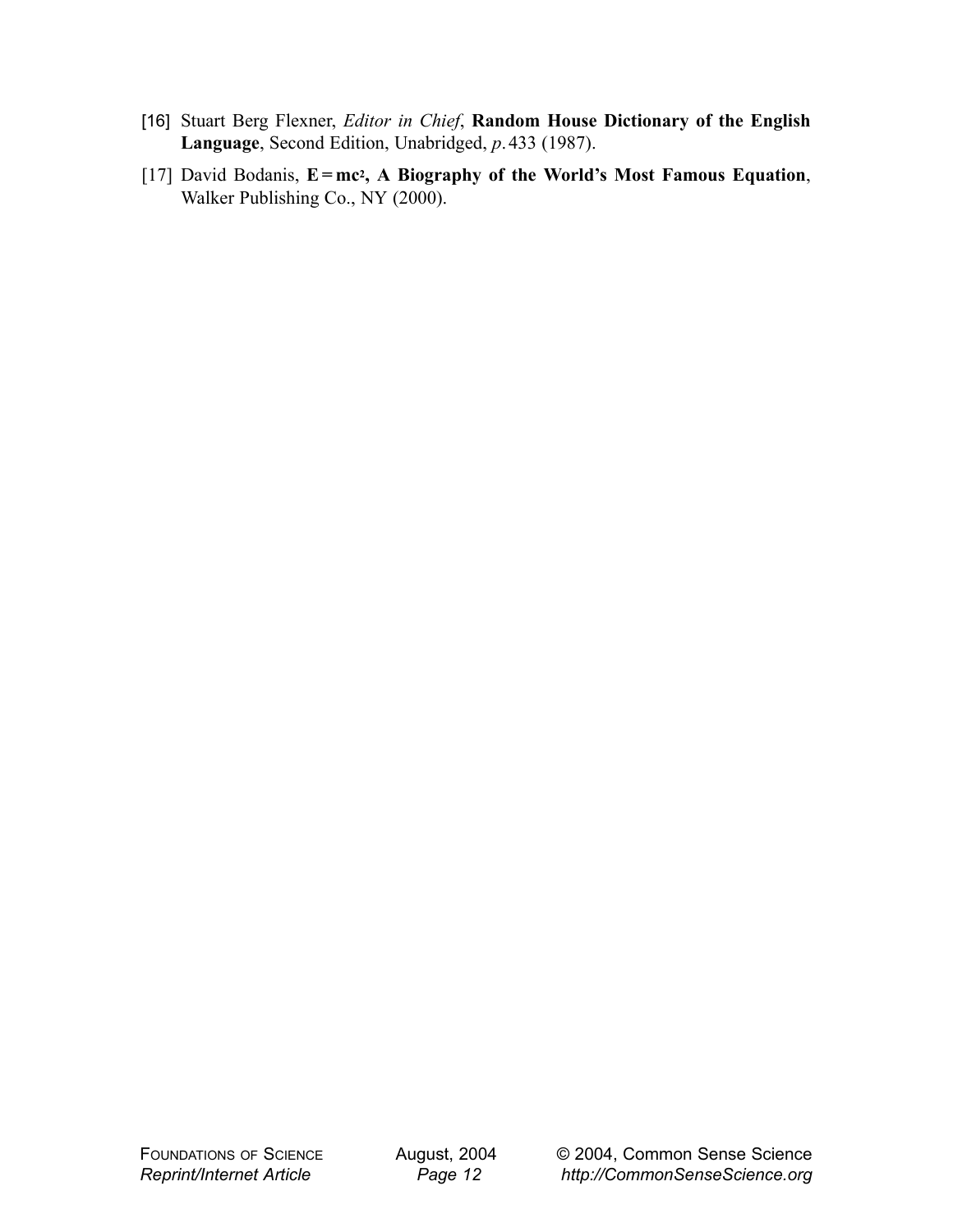[16] Stuart Berg Flexner, *Editor in Chief*, **Random House Dictionary of the English Language**, Second Edition, Unabridged, *p.* 433 (1987).

[17] David Bodanis, **$E = mc^2$, A Biography of the World's Most Famous Equation**, Walker Publishing Co., NY (2000).